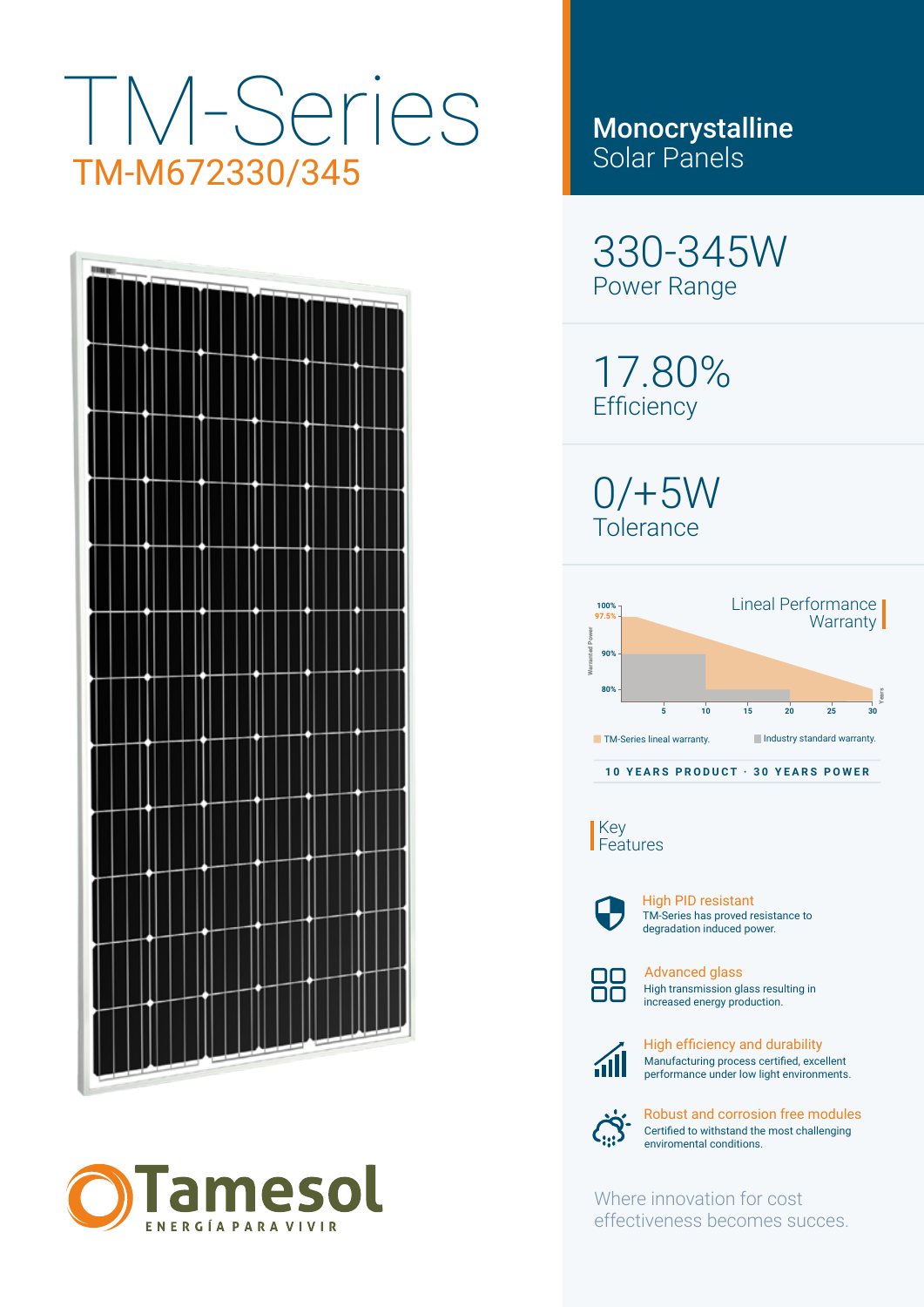# TM-Series

## TM-M672330/345

**Monocrystalline**
Solar Panels

330-345W
Power Range

17.80%
Efficiency

0/+5W
Tolerance

Lineal Performance Warranty

TM-Series lineal warranty. Industry standard warranty.

**10 YEARS PRODUCT · 30 YEARS POWER**

## Key Features

**High PID resistant**
TM-Series has proved resistance to degradation induced power.

**Advanced glass**
High transmission glass resulting in increased energy production.

**High efficiency and durability**
Manufacturing process certified, excellent performance under low light environments.

**Robust and corrosion free modules**
Certified to withstand the most challenging enviromental conditions.

Where innovation for cost effectiveness becomes succes.

Tamesol
ENERGÍA PARA VIVIR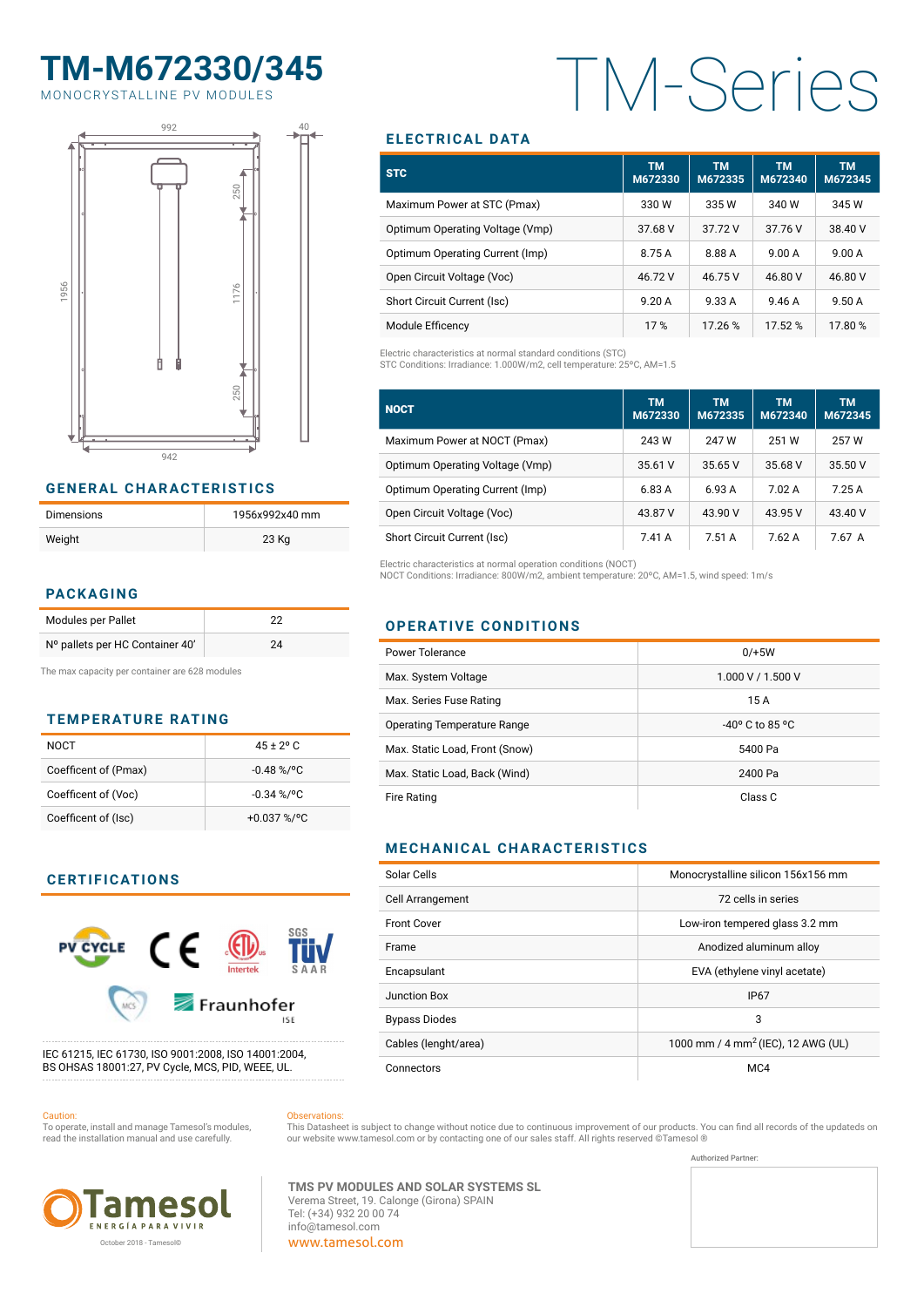# TM-M672330/345

MONOCRYSTALLINE PV MODULES

TM-Series

992

40

1956

250

1176

250

942

## GENERAL CHARACTERISTICS

| | |
|---|---|
| Dimensions | 1956x992x40 mm |
| Weight | 23 Kg |

## PACKAGING

| | |
|---|---|
| Modules per Pallet | 22 |
| Nº pallets per HC Container 40' | 24 |

The max capacity per container are 628 modules

## TEMPERATURE RATING

| | |
|---|---|
| NOCT | 45 ± 2º C |
| Coefficent of (Pmax) | -0.48 %/ºC |
| Coefficent of (Voc) | -0.34 %/ºC |
| Coefficent of (Isc) | +0.037 %/ºC |

## CERTIFICATIONS

PV CYCLE, CE, Intertek, SGS TÜV SAAR, MCS, Fraunhofer ISE

IEC 61215, IEC 61730, ISO 9001:2008, ISO 14001:2004, BS OHSAS 18001:27, PV Cycle, MCS, PID, WEEE, UL.

## ELECTRICAL DATA

| STC | TM M672330 | TM M672335 | TM M672340 | TM M672345 |
|---|---|---|---|---|
| Maximum Power at STC (Pmax) | 330 W | 335 W | 340 W | 345 W |
| Optimum Operating Voltage (Vmp) | 37.68 V | 37.72 V | 37.76 V | 38.40 V |
| Optimum Operating Current (Imp) | 8.75 A | 8.88 A | 9.00 A | 9.00 A |
| Open Circuit Voltage (Voc) | 46.72 V | 46.75 V | 46.80 V | 46.80 V |
| Short Circuit Current (Isc) | 9.20 A | 9.33 A | 9.46 A | 9.50 A |
| Module Efficency | 17 % | 17.26 % | 17.52 % | 17.80 % |

Electric characteristics at normal standard conditions (STC)
STC Conditions: Irradiance: 1.000W/m2, cell temperature: 25ºC, AM=1.5

| NOCT | TM M672330 | TM M672335 | TM M672340 | TM M672345 |
|---|---|---|---|---|
| Maximum Power at NOCT (Pmax) | 243 W | 247 W | 251 W | 257 W |
| Optimum Operating Voltage (Vmp) | 35.61 V | 35.65 V | 35.68 V | 35.50 V |
| Optimum Operating Current (Imp) | 6.83 A | 6.93 A | 7.02 A | 7.25 A |
| Open Circuit Voltage (Voc) | 43.87 V | 43.90 V | 43.95 V | 43.40 V |
| Short Circuit Current (Isc) | 7.41 A | 7.51 A | 7.62 A | 7.67 A |

Electric characteristics at normal operation conditions (NOCT)
NOCT Conditions: Irradiance: 800W/m2, ambient temperature: 20ºC, AM=1.5, wind speed: 1m/s

## OPERATIVE CONDITIONS

| | |
|---|---|
| Power Tolerance | 0/+5W |
| Max. System Voltage | 1.000 V / 1.500 V |
| Max. Series Fuse Rating | 15 A |
| Operating Temperature Range | -40º C to 85 ºC |
| Max. Static Load, Front (Snow) | 5400 Pa |
| Max. Static Load, Back (Wind) | 2400 Pa |
| Fire Rating | Class C |

## MECHANICAL CHARACTERISTICS

| | |
|---|---|
| Solar Cells | Monocrystalline silicon 156x156 mm |
| Cell Arrangement | 72 cells in series |
| Front Cover | Low-iron tempered glass 3.2 mm |
| Frame | Anodized aluminum alloy |
| Encapsulant | EVA (ethylene vinyl acetate) |
| Junction Box | IP67 |
| Bypass Diodes | 3 |
| Cables (lenght/area) | 1000 mm / 4 mm$^2$ (IEC), 12 AWG (UL) |
| Connectors | MC4 |

Caution:
To operate, install and manage Tamesol's modules, read the installation manual and use carefully.

Observations:
This Datasheet is subject to change without notice due to continuous improvement of our products. You can find all records of the updateds on our website www.tamesol.com or by contacting one of our sales staff. All rights reserved ©Tamesol ®

Authorized Partner:

Tamesol
ENERGÍA PARA VIVIR
October 2018 - Tamesol©

**TMS PV MODULES AND SOLAR SYSTEMS SL**
Verema Street, 19. Calonge (Girona) SPAIN
Tel: (+34) 932 20 00 74
info@tamesol.com
www.tamesol.com